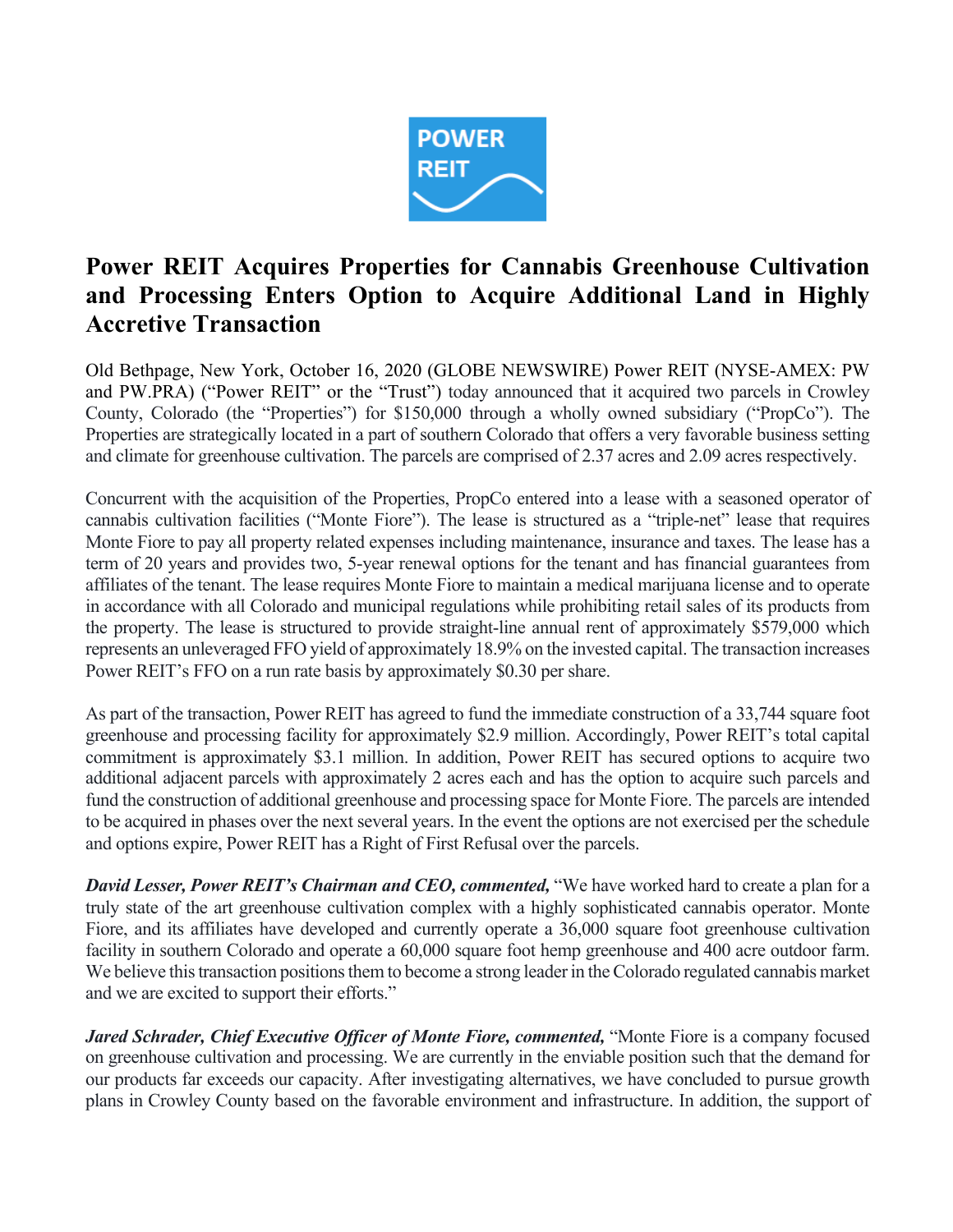# Power REIT Acquires Properties for Cannabis Greenhouse Cultivation and Processing Enters Option to Acquire Additional Land in Highly Accretive Transaction

Old Bethpage, New York, October 16, 2020 (GLOBE NEWSWIRE) Power REIT (NYSE-AMEX: PW and PW.PRA) ("Power REIT" or the "Trust") today announced that it acquired two parcels in Crowley County, Colorado (the "Properties") for $150,000 through a wholly owned subsidiary ("PropCo"). The Properties are strategically located in a part of southern Colorado that offers a very favorable business setting and climate for greenhouse cultivation. The parcels are comprised of 2.37 acres and 2.09 acres respectively.

Concurrent with the acquisition of the Properties, PropCo entered into a lease with a seasoned operator of cannabis cultivation facilities ("Monte Fiore"). The lease is structured as a "triple-net" lease that requires Monte Fiore to pay all property related expenses including maintenance, insurance and taxes. The lease has a term of 20 years and provides two, 5-year renewal options for the tenant and has financial guarantees from affiliates of the tenant. The lease requires Monte Fiore to maintain a medical marijuana license and to operate in accordance with all Colorado and municipal regulations while prohibiting retail sales of its products from the property. The lease is structured to provide straight-line annual rent of approximately $579,000 which represents an unleveraged FFO yield of approximately 18.9% on the invested capital. The transaction increases Power REIT's FFO on a run rate basis by approximately $0.30 per share.

As part of the transaction, Power REIT has agreed to fund the immediate construction of a 33,744 square foot greenhouse and processing facility for approximately $2.9 million. Accordingly, Power REIT's total capital commitment is approximately $3.1 million. In addition, Power REIT has secured options to acquire two additional adjacent parcels with approximately 2 acres each and has the option to acquire such parcels and fund the construction of additional greenhouse and processing space for Monte Fiore. The parcels are intended to be acquired in phases over the next several years. In the event the options are not exercised per the schedule and options expire, Power REIT has a Right of First Refusal over the parcels.

***David Lesser, Power REIT's Chairman and CEO, commented,*** "We have worked hard to create a plan for a truly state of the art greenhouse cultivation complex with a highly sophisticated cannabis operator. Monte Fiore, and its affiliates have developed and currently operate a 36,000 square foot greenhouse cultivation facility in southern Colorado and operate a 60,000 square foot hemp greenhouse and 400 acre outdoor farm. We believe this transaction positions them to become a strong leader in the Colorado regulated cannabis market and we are excited to support their efforts."

***Jared Schrader, Chief Executive Officer of Monte Fiore, commented,*** "Monte Fiore is a company focused on greenhouse cultivation and processing. We are currently in the enviable position such that the demand for our products far exceeds our capacity. After investigating alternatives, we have concluded to pursue growth plans in Crowley County based on the favorable environment and infrastructure. In addition, the support of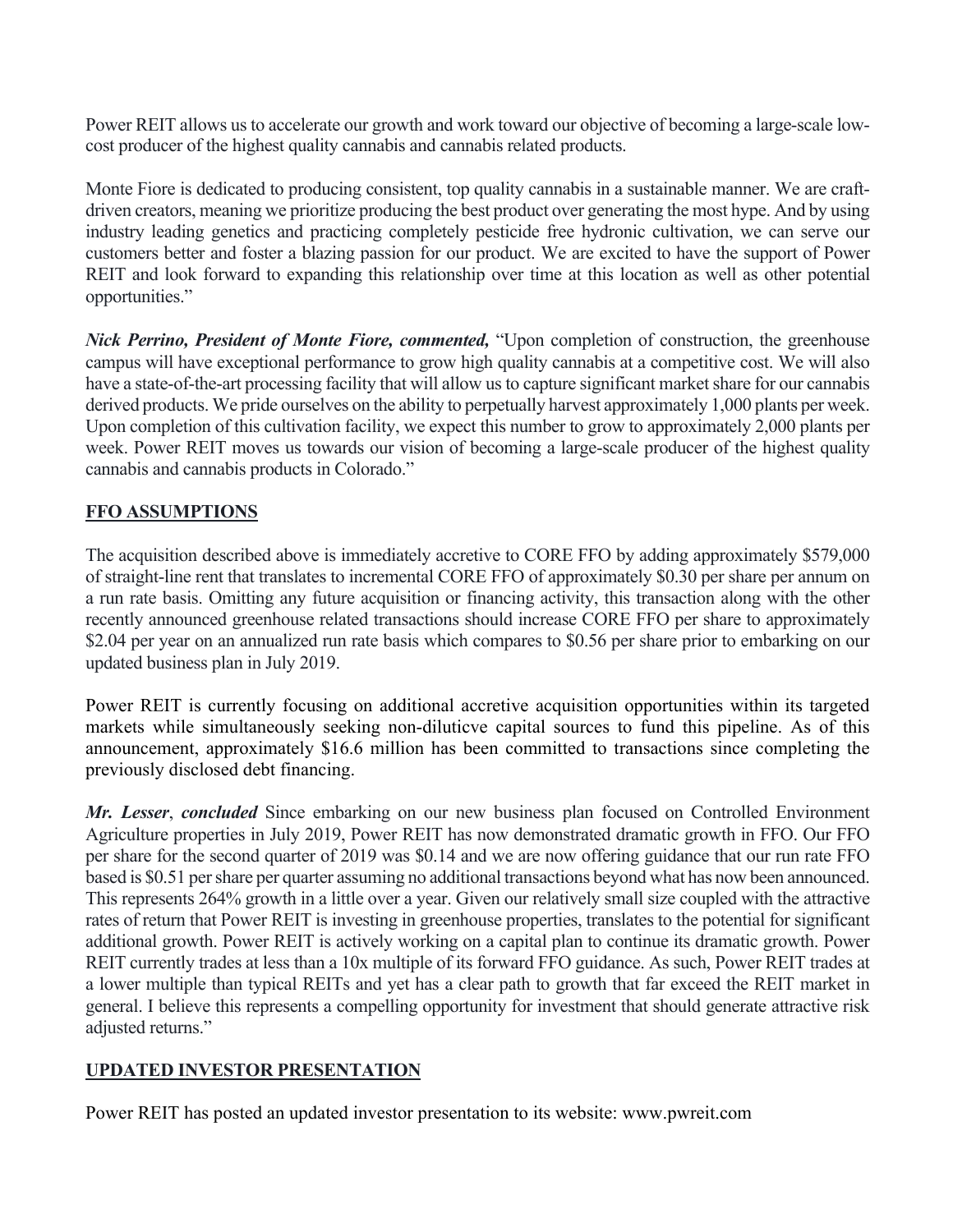Power REIT allows us to accelerate our growth and work toward our objective of becoming a large-scale low-cost producer of the highest quality cannabis and cannabis related products.

Monte Fiore is dedicated to producing consistent, top quality cannabis in a sustainable manner. We are craft-driven creators, meaning we prioritize producing the best product over generating the most hype. And by using industry leading genetics and practicing completely pesticide free hydronic cultivation, we can serve our customers better and foster a blazing passion for our product. We are excited to have the support of Power REIT and look forward to expanding this relationship over time at this location as well as other potential opportunities."

***Nick Perrino, President of Monte Fiore, commented,*** "Upon completion of construction, the greenhouse campus will have exceptional performance to grow high quality cannabis at a competitive cost. We will also have a state-of-the-art processing facility that will allow us to capture significant market share for our cannabis derived products. We pride ourselves on the ability to perpetually harvest approximately 1,000 plants per week. Upon completion of this cultivation facility, we expect this number to grow to approximately 2,000 plants per week. Power REIT moves us towards our vision of becoming a large-scale producer of the highest quality cannabis and cannabis products in Colorado."

## FFO ASSUMPTIONS

The acquisition described above is immediately accretive to CORE FFO by adding approximately $579,000 of straight-line rent that translates to incremental CORE FFO of approximately $0.30 per share per annum on a run rate basis. Omitting any future acquisition or financing activity, this transaction along with the other recently announced greenhouse related transactions should increase CORE FFO per share to approximately $2.04 per year on an annualized run rate basis which compares to $0.56 per share prior to embarking on our updated business plan in July 2019.

Power REIT is currently focusing on additional accretive acquisition opportunities within its targeted markets while simultaneously seeking non-diluticve capital sources to fund this pipeline. As of this announcement, approximately $16.6 million has been committed to transactions since completing the previously disclosed debt financing.

***Mr. Lesser***, ***concluded*** Since embarking on our new business plan focused on Controlled Environment Agriculture properties in July 2019, Power REIT has now demonstrated dramatic growth in FFO. Our FFO per share for the second quarter of 2019 was $0.14 and we are now offering guidance that our run rate FFO based is $0.51 per share per quarter assuming no additional transactions beyond what has now been announced. This represents 264% growth in a little over a year. Given our relatively small size coupled with the attractive rates of return that Power REIT is investing in greenhouse properties, translates to the potential for significant additional growth. Power REIT is actively working on a capital plan to continue its dramatic growth. Power REIT currently trades at less than a 10x multiple of its forward FFO guidance. As such, Power REIT trades at a lower multiple than typical REITs and yet has a clear path to growth that far exceed the REIT market in general. I believe this represents a compelling opportunity for investment that should generate attractive risk adjusted returns."

## UPDATED INVESTOR PRESENTATION

Power REIT has posted an updated investor presentation to its website: www.pwreit.com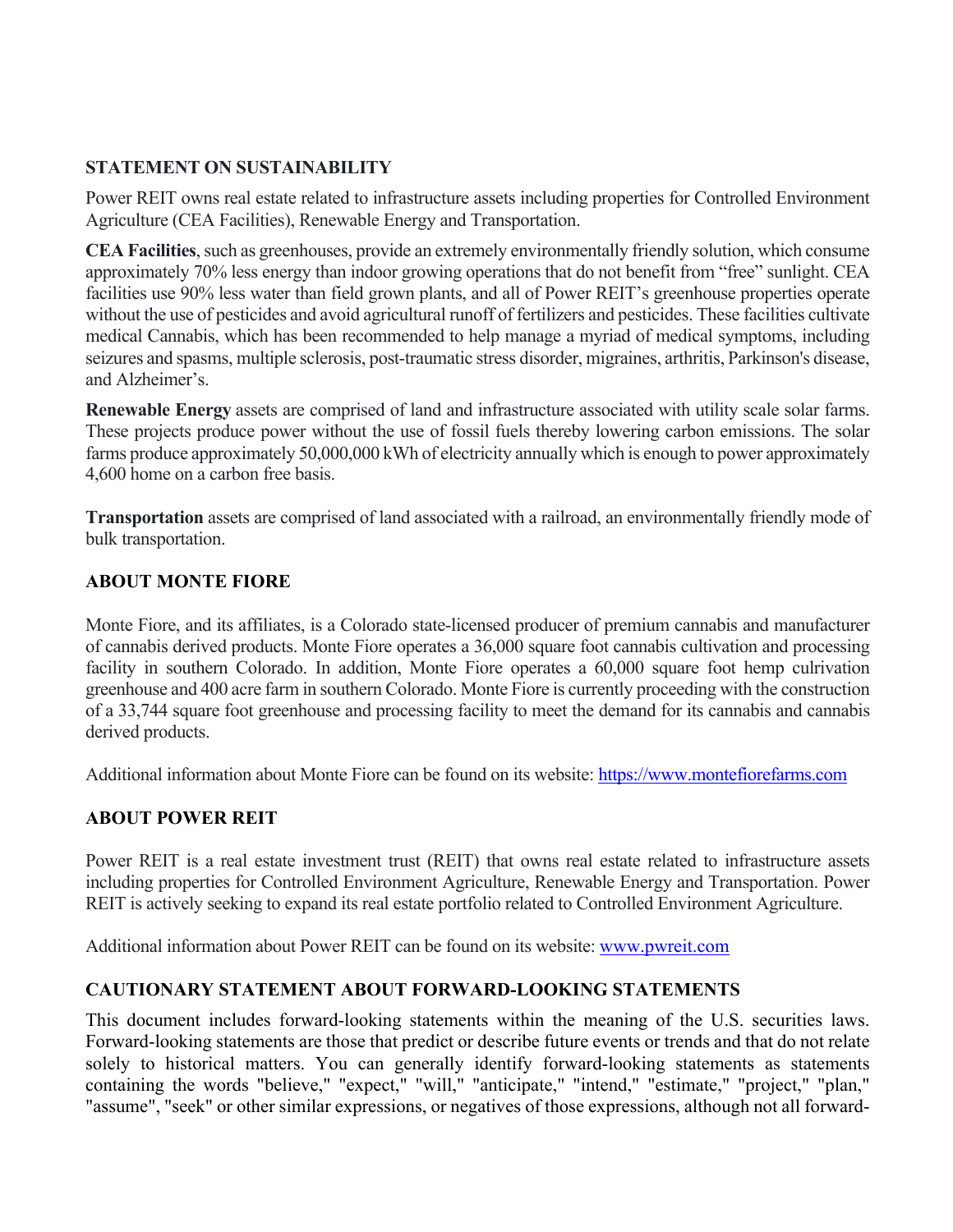## STATEMENT ON SUSTAINABILITY

Power REIT owns real estate related to infrastructure assets including properties for Controlled Environment Agriculture (CEA Facilities), Renewable Energy and Transportation.

**CEA Facilities**, such as greenhouses, provide an extremely environmentally friendly solution, which consume approximately 70% less energy than indoor growing operations that do not benefit from "free" sunlight. CEA facilities use 90% less water than field grown plants, and all of Power REIT's greenhouse properties operate without the use of pesticides and avoid agricultural runoff of fertilizers and pesticides. These facilities cultivate medical Cannabis, which has been recommended to help manage a myriad of medical symptoms, including seizures and spasms, multiple sclerosis, post-traumatic stress disorder, migraines, arthritis, Parkinson's disease, and Alzheimer's.

**Renewable Energy** assets are comprised of land and infrastructure associated with utility scale solar farms. These projects produce power without the use of fossil fuels thereby lowering carbon emissions. The solar farms produce approximately 50,000,000 kWh of electricity annually which is enough to power approximately 4,600 home on a carbon free basis.

**Transportation** assets are comprised of land associated with a railroad, an environmentally friendly mode of bulk transportation.

## ABOUT MONTE FIORE

Monte Fiore, and its affiliates, is a Colorado state-licensed producer of premium cannabis and manufacturer of cannabis derived products. Monte Fiore operates a 36,000 square foot cannabis cultivation and processing facility in southern Colorado. In addition, Monte Fiore operates a 60,000 square foot hemp culrivation greenhouse and 400 acre farm in southern Colorado. Monte Fiore is currently proceeding with the construction of a 33,744 square foot greenhouse and processing facility to meet the demand for its cannabis and cannabis derived products.

Additional information about Monte Fiore can be found on its website: [https://www.montefiorefarms.com](https://www.montefiorefarms.com)

## ABOUT POWER REIT

Power REIT is a real estate investment trust (REIT) that owns real estate related to infrastructure assets including properties for Controlled Environment Agriculture, Renewable Energy and Transportation. Power REIT is actively seeking to expand its real estate portfolio related to Controlled Environment Agriculture.

Additional information about Power REIT can be found on its website: [www.pwreit.com](www.pwreit.com)

## CAUTIONARY STATEMENT ABOUT FORWARD-LOOKING STATEMENTS

This document includes forward-looking statements within the meaning of the U.S. securities laws. Forward-looking statements are those that predict or describe future events or trends and that do not relate solely to historical matters. You can generally identify forward-looking statements as statements containing the words "believe," "expect," "will," "anticipate," "intend," "estimate," "project," "plan," "assume", "seek" or other similar expressions, or negatives of those expressions, although not all forward-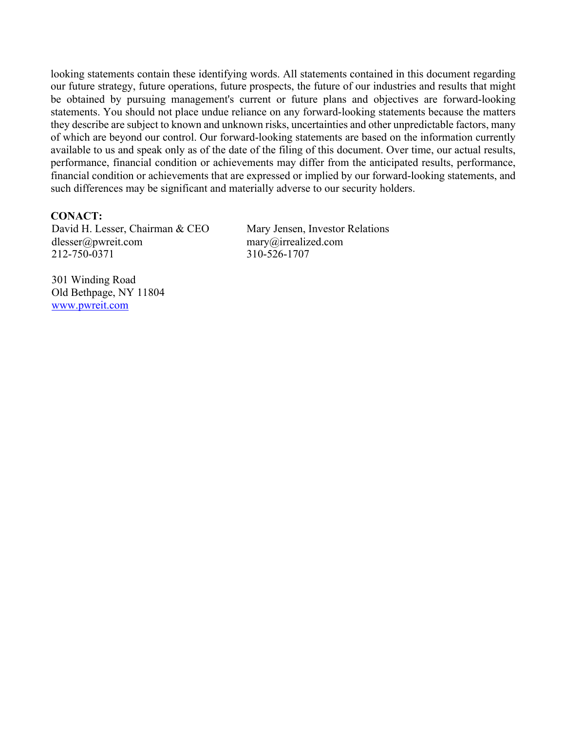looking statements contain these identifying words. All statements contained in this document regarding our future strategy, future operations, future prospects, the future of our industries and results that might be obtained by pursuing management's current or future plans and objectives are forward-looking statements. You should not place undue reliance on any forward-looking statements because the matters they describe are subject to known and unknown risks, uncertainties and other unpredictable factors, many of which are beyond our control. Our forward-looking statements are based on the information currently available to us and speak only as of the date of the filing of this document. Over time, our actual results, performance, financial condition or achievements may differ from the anticipated results, performance, financial condition or achievements that are expressed or implied by our forward-looking statements, and such differences may be significant and materially adverse to our security holders.

**CONACT:**

David H. Lesser, Chairman & CEO
dlesser@pwreit.com
212-750-0371

Mary Jensen, Investor Relations
mary@irrealized.com
310-526-1707

301 Winding Road
Old Bethpage, NY 11804
www.pwreit.com